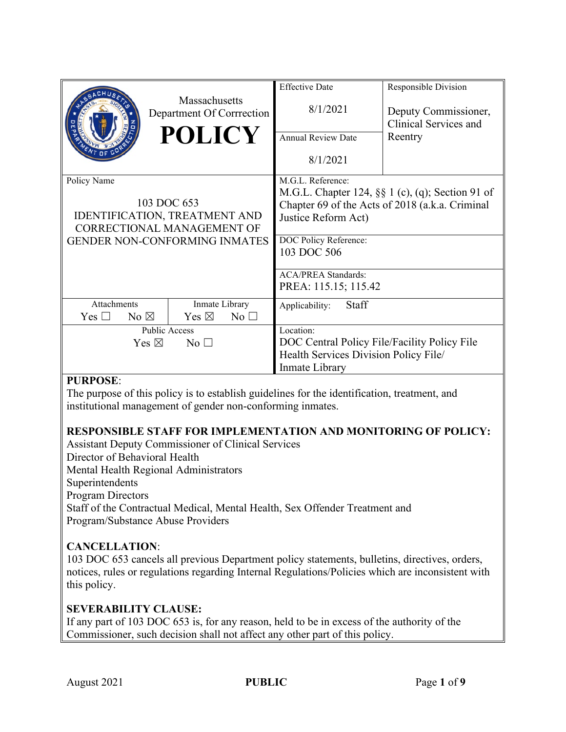| Massachusetts Department Of Corrrection **POLICY** | Effective Date 8/1/2021 | Responsible Division Deputy Commissioner, Clinical Services and Reentry |
|---|---|---|
| | Annual Review Date 8/1/2021 | |
| Policy Name 103 DOC 653 IDENTIFICATION, TREATMENT AND CORRECTIONAL MANAGEMENT OF GENDER NON-CONFORMING INMATES | M.G.L. Reference: M.G.L. Chapter 124, §§ 1 (c), (q); Section 91 of Chapter 69 of the Acts of 2018 (a.k.a. Criminal Justice Reform Act) | |
| | DOC Policy Reference: 103 DOC 506 | |
| | ACA/PREA Standards: PREA: 115.15; 115.42 | |
| Attachments Yes ☐ No ☒ / Inmate Library Yes ☒ No ☐ | Applicability: Staff | |
| Public Access Yes ☒ No ☐ | Location: DOC Central Policy File/Facility Policy File Health Services Division Policy File/ Inmate Library | |

**PURPOSE**:
The purpose of this policy is to establish guidelines for the identification, treatment, and institutional management of gender non-conforming inmates.

**RESPONSIBLE STAFF FOR IMPLEMENTATION AND MONITORING OF POLICY:**
Assistant Deputy Commissioner of Clinical Services
Director of Behavioral Health
Mental Health Regional Administrators
Superintendents
Program Directors
Staff of the Contractual Medical, Mental Health, Sex Offender Treatment and Program/Substance Abuse Providers

**CANCELLATION**:
103 DOC 653 cancels all previous Department policy statements, bulletins, directives, orders, notices, rules or regulations regarding Internal Regulations/Policies which are inconsistent with this policy.

**SEVERABILITY CLAUSE:**
If any part of 103 DOC 653 is, for any reason, held to be in excess of the authority of the Commissioner, such decision shall not affect any other part of this policy.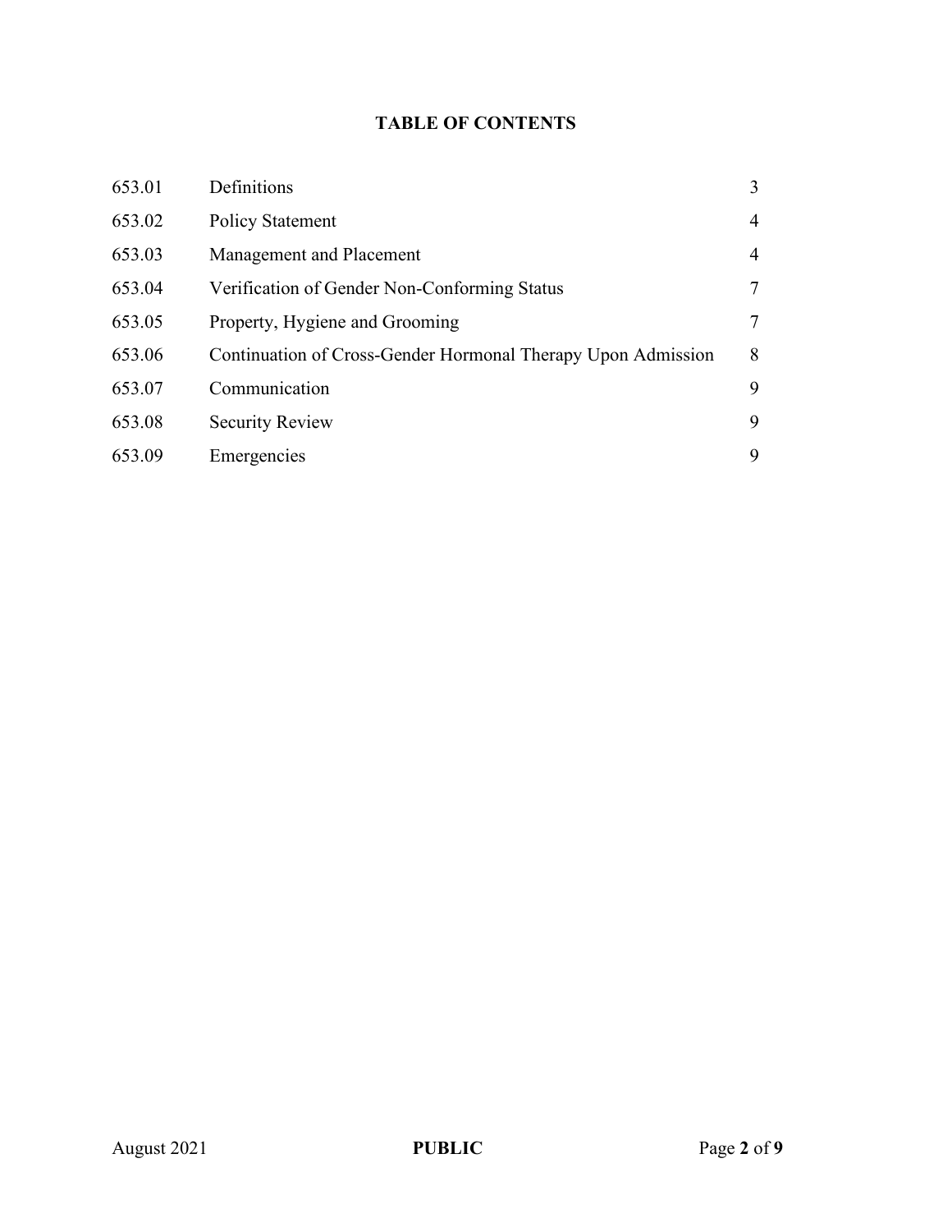## TABLE OF CONTENTS

| | | |
|---|---|---|
| 653.01 | Definitions | 3 |
| 653.02 | Policy Statement | 4 |
| 653.03 | Management and Placement | 4 |
| 653.04 | Verification of Gender Non-Conforming Status | 7 |
| 653.05 | Property, Hygiene and Grooming | 7 |
| 653.06 | Continuation of Cross-Gender Hormonal Therapy Upon Admission | 8 |
| 653.07 | Communication | 9 |
| 653.08 | Security Review | 9 |
| 653.09 | Emergencies | 9 |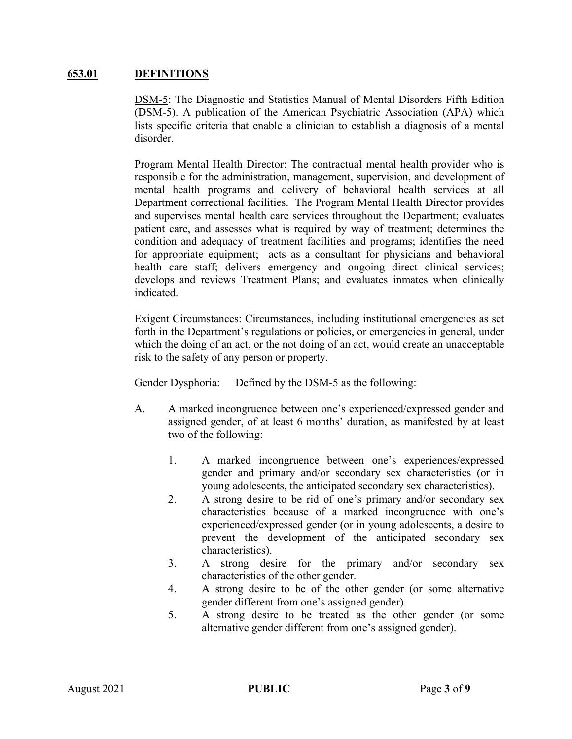**653.01 DEFINITIONS**

DSM-5: The Diagnostic and Statistics Manual of Mental Disorders Fifth Edition (DSM-5). A publication of the American Psychiatric Association (APA) which lists specific criteria that enable a clinician to establish a diagnosis of a mental disorder.

Program Mental Health Director: The contractual mental health provider who is responsible for the administration, management, supervision, and development of mental health programs and delivery of behavioral health services at all Department correctional facilities. The Program Mental Health Director provides and supervises mental health care services throughout the Department; evaluates patient care, and assesses what is required by way of treatment; determines the condition and adequacy of treatment facilities and programs; identifies the need for appropriate equipment; acts as a consultant for physicians and behavioral health care staff; delivers emergency and ongoing direct clinical services; develops and reviews Treatment Plans; and evaluates inmates when clinically indicated.

Exigent Circumstances: Circumstances, including institutional emergencies as set forth in the Department's regulations or policies, or emergencies in general, under which the doing of an act, or the not doing of an act, would create an unacceptable risk to the safety of any person or property.

Gender Dysphoria: Defined by the DSM-5 as the following:

A. A marked incongruence between one's experienced/expressed gender and assigned gender, of at least 6 months' duration, as manifested by at least two of the following:

1. A marked incongruence between one's experiences/expressed gender and primary and/or secondary sex characteristics (or in young adolescents, the anticipated secondary sex characteristics).
2. A strong desire to be rid of one's primary and/or secondary sex characteristics because of a marked incongruence with one's experienced/expressed gender (or in young adolescents, a desire to prevent the development of the anticipated secondary sex characteristics).
3. A strong desire for the primary and/or secondary sex characteristics of the other gender.
4. A strong desire to be of the other gender (or some alternative gender different from one's assigned gender).
5. A strong desire to be treated as the other gender (or some alternative gender different from one's assigned gender).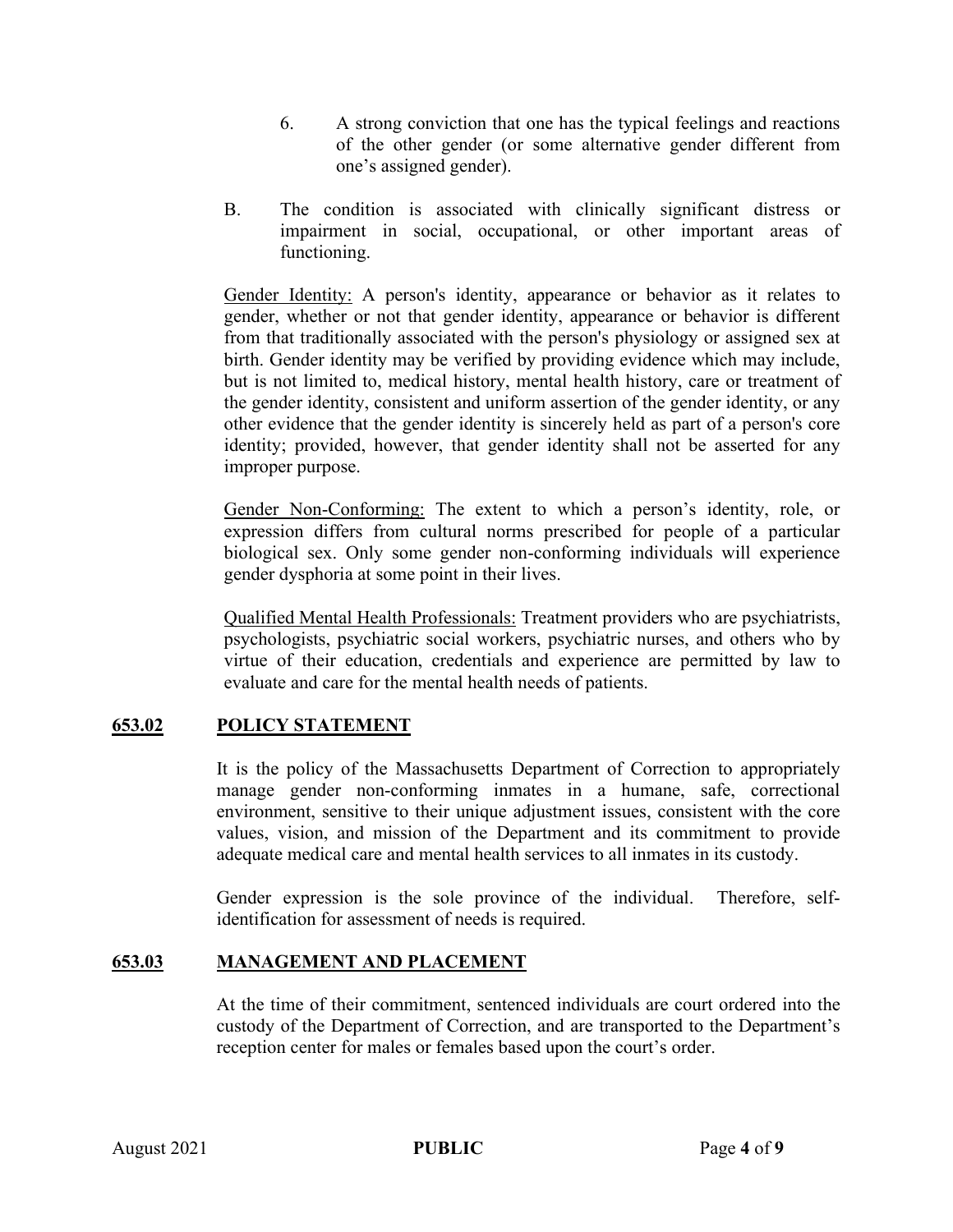6. A strong conviction that one has the typical feelings and reactions of the other gender (or some alternative gender different from one's assigned gender).

B. The condition is associated with clinically significant distress or impairment in social, occupational, or other important areas of functioning.

<u>Gender Identity:</u> A person's identity, appearance or behavior as it relates to gender, whether or not that gender identity, appearance or behavior is different from that traditionally associated with the person's physiology or assigned sex at birth. Gender identity may be verified by providing evidence which may include, but is not limited to, medical history, mental health history, care or treatment of the gender identity, consistent and uniform assertion of the gender identity, or any other evidence that the gender identity is sincerely held as part of a person's core identity; provided, however, that gender identity shall not be asserted for any improper purpose.

<u>Gender Non-Conforming:</u> The extent to which a person's identity, role, or expression differs from cultural norms prescribed for people of a particular biological sex. Only some gender non-conforming individuals will experience gender dysphoria at some point in their lives.

<u>Qualified Mental Health Professionals:</u> Treatment providers who are psychiatrists, psychologists, psychiatric social workers, psychiatric nurses, and others who by virtue of their education, credentials and experience are permitted by law to evaluate and care for the mental health needs of patients.

## 653.02 POLICY STATEMENT

It is the policy of the Massachusetts Department of Correction to appropriately manage gender non-conforming inmates in a humane, safe, correctional environment, sensitive to their unique adjustment issues, consistent with the core values, vision, and mission of the Department and its commitment to provide adequate medical care and mental health services to all inmates in its custody.

Gender expression is the sole province of the individual. Therefore, self-identification for assessment of needs is required.

## 653.03 MANAGEMENT AND PLACEMENT

At the time of their commitment, sentenced individuals are court ordered into the custody of the Department of Correction, and are transported to the Department's reception center for males or females based upon the court's order.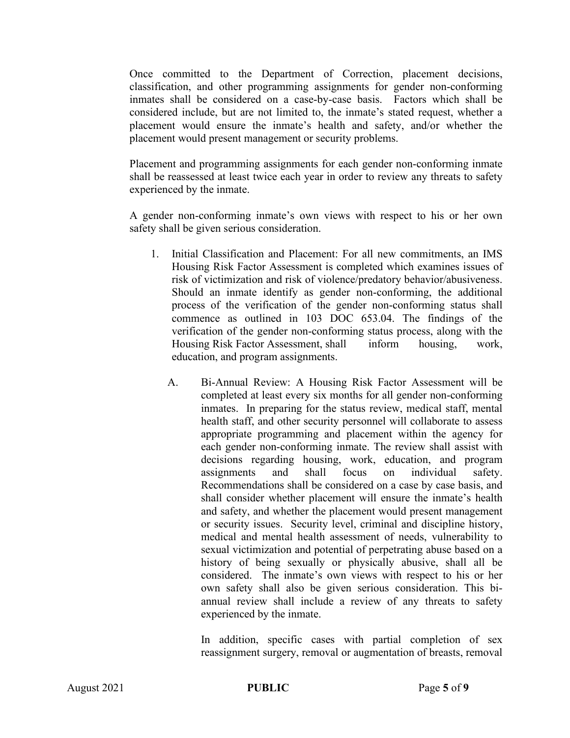Once committed to the Department of Correction, placement decisions, classification, and other programming assignments for gender non-conforming inmates shall be considered on a case-by-case basis. Factors which shall be considered include, but are not limited to, the inmate's stated request, whether a placement would ensure the inmate's health and safety, and/or whether the placement would present management or security problems.

Placement and programming assignments for each gender non-conforming inmate shall be reassessed at least twice each year in order to review any threats to safety experienced by the inmate.

A gender non-conforming inmate's own views with respect to his or her own safety shall be given serious consideration.

1. Initial Classification and Placement: For all new commitments, an IMS Housing Risk Factor Assessment is completed which examines issues of risk of victimization and risk of violence/predatory behavior/abusiveness. Should an inmate identify as gender non-conforming, the additional process of the verification of the gender non-conforming status shall commence as outlined in 103 DOC 653.04. The findings of the verification of the gender non-conforming status process, along with the Housing Risk Factor Assessment, shall inform housing, work, education, and program assignments.

   A. Bi-Annual Review: A Housing Risk Factor Assessment will be completed at least every six months for all gender non-conforming inmates. In preparing for the status review, medical staff, mental health staff, and other security personnel will collaborate to assess appropriate programming and placement within the agency for each gender non-conforming inmate. The review shall assist with decisions regarding housing, work, education, and program assignments and shall focus on individual safety. Recommendations shall be considered on a case by case basis, and shall consider whether placement will ensure the inmate's health and safety, and whether the placement would present management or security issues. Security level, criminal and discipline history, medical and mental health assessment of needs, vulnerability to sexual victimization and potential of perpetrating abuse based on a history of being sexually or physically abusive, shall all be considered. The inmate's own views with respect to his or her own safety shall also be given serious consideration. This bi-annual review shall include a review of any threats to safety experienced by the inmate.

      In addition, specific cases with partial completion of sex reassignment surgery, removal or augmentation of breasts, removal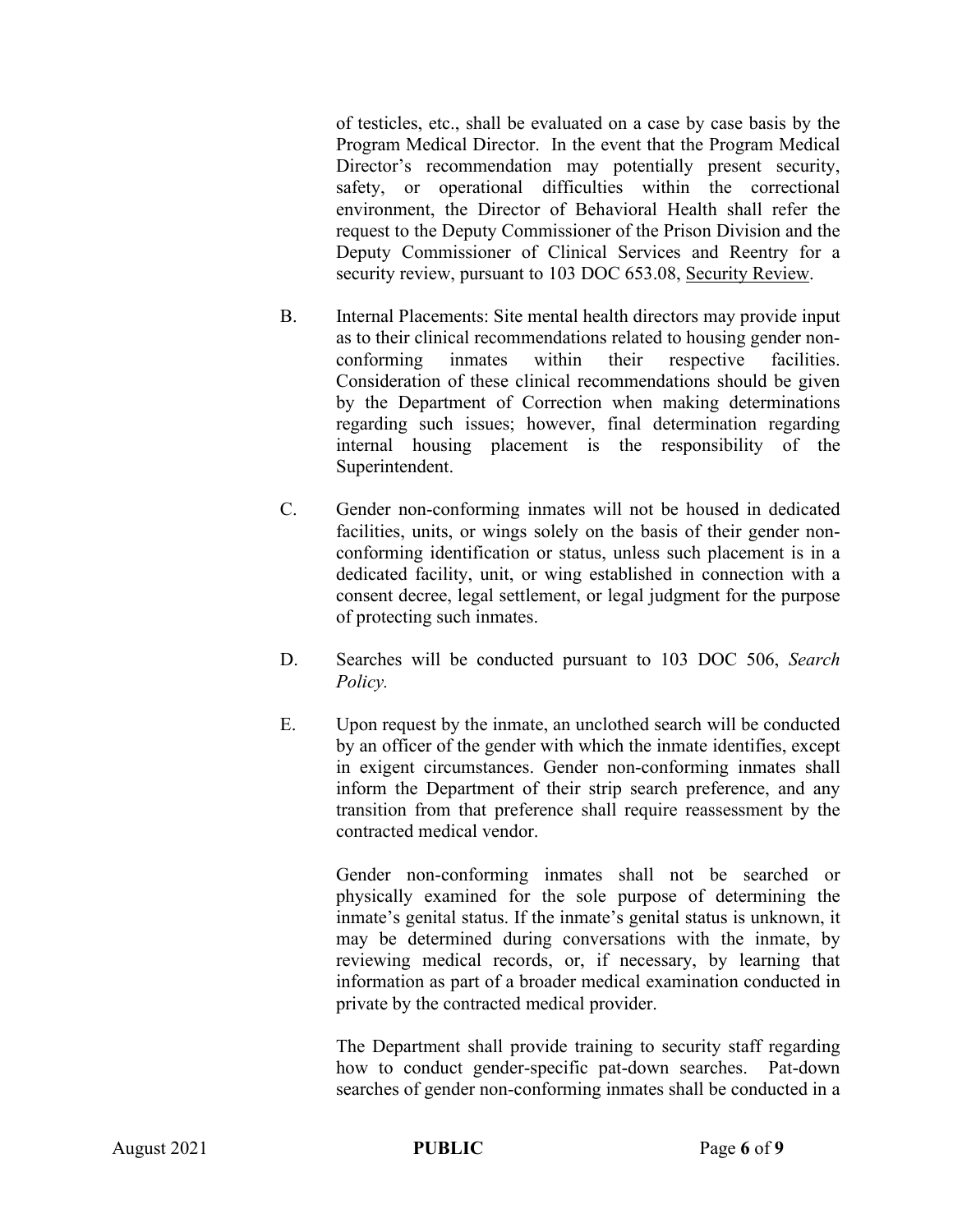of testicles, etc., shall be evaluated on a case by case basis by the Program Medical Director. In the event that the Program Medical Director's recommendation may potentially present security, safety, or operational difficulties within the correctional environment, the Director of Behavioral Health shall refer the request to the Deputy Commissioner of the Prison Division and the Deputy Commissioner of Clinical Services and Reentry for a security review, pursuant to 103 DOC 653.08, Security Review.

B. Internal Placements: Site mental health directors may provide input as to their clinical recommendations related to housing gender non-conforming inmates within their respective facilities. Consideration of these clinical recommendations should be given by the Department of Correction when making determinations regarding such issues; however, final determination regarding internal housing placement is the responsibility of the Superintendent.

C. Gender non-conforming inmates will not be housed in dedicated facilities, units, or wings solely on the basis of their gender non-conforming identification or status, unless such placement is in a dedicated facility, unit, or wing established in connection with a consent decree, legal settlement, or legal judgment for the purpose of protecting such inmates.

D. Searches will be conducted pursuant to 103 DOC 506, *Search Policy.*

E. Upon request by the inmate, an unclothed search will be conducted by an officer of the gender with which the inmate identifies, except in exigent circumstances. Gender non-conforming inmates shall inform the Department of their strip search preference, and any transition from that preference shall require reassessment by the contracted medical vendor.

Gender non-conforming inmates shall not be searched or physically examined for the sole purpose of determining the inmate's genital status. If the inmate's genital status is unknown, it may be determined during conversations with the inmate, by reviewing medical records, or, if necessary, by learning that information as part of a broader medical examination conducted in private by the contracted medical provider.

The Department shall provide training to security staff regarding how to conduct gender-specific pat-down searches. Pat-down searches of gender non-conforming inmates shall be conducted in a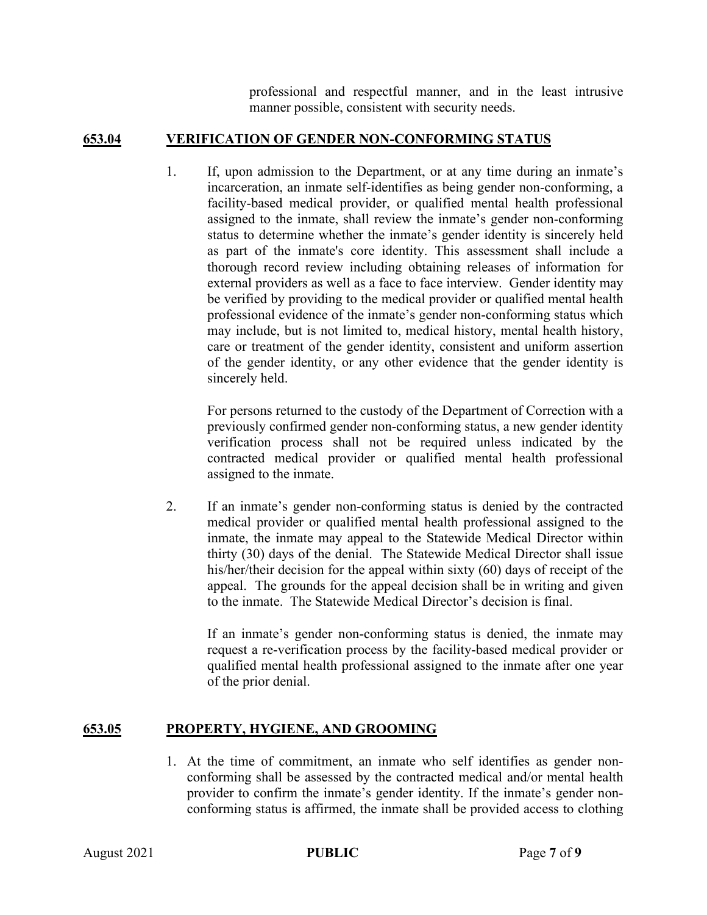professional and respectful manner, and in the least intrusive manner possible, consistent with security needs.

## 653.04 VERIFICATION OF GENDER NON-CONFORMING STATUS

1. If, upon admission to the Department, or at any time during an inmate's incarceration, an inmate self-identifies as being gender non-conforming, a facility-based medical provider, or qualified mental health professional assigned to the inmate, shall review the inmate's gender non-conforming status to determine whether the inmate's gender identity is sincerely held as part of the inmate's core identity. This assessment shall include a thorough record review including obtaining releases of information for external providers as well as a face to face interview. Gender identity may be verified by providing to the medical provider or qualified mental health professional evidence of the inmate's gender non-conforming status which may include, but is not limited to, medical history, mental health history, care or treatment of the gender identity, consistent and uniform assertion of the gender identity, or any other evidence that the gender identity is sincerely held.

   For persons returned to the custody of the Department of Correction with a previously confirmed gender non-conforming status, a new gender identity verification process shall not be required unless indicated by the contracted medical provider or qualified mental health professional assigned to the inmate.

2. If an inmate's gender non-conforming status is denied by the contracted medical provider or qualified mental health professional assigned to the inmate, the inmate may appeal to the Statewide Medical Director within thirty (30) days of the denial. The Statewide Medical Director shall issue his/her/their decision for the appeal within sixty (60) days of receipt of the appeal. The grounds for the appeal decision shall be in writing and given to the inmate. The Statewide Medical Director's decision is final.

   If an inmate's gender non-conforming status is denied, the inmate may request a re-verification process by the facility-based medical provider or qualified mental health professional assigned to the inmate after one year of the prior denial.

## 653.05 PROPERTY, HYGIENE, AND GROOMING

1. At the time of commitment, an inmate who self identifies as gender non-conforming shall be assessed by the contracted medical and/or mental health provider to confirm the inmate's gender identity. If the inmate's gender non-conforming status is affirmed, the inmate shall be provided access to clothing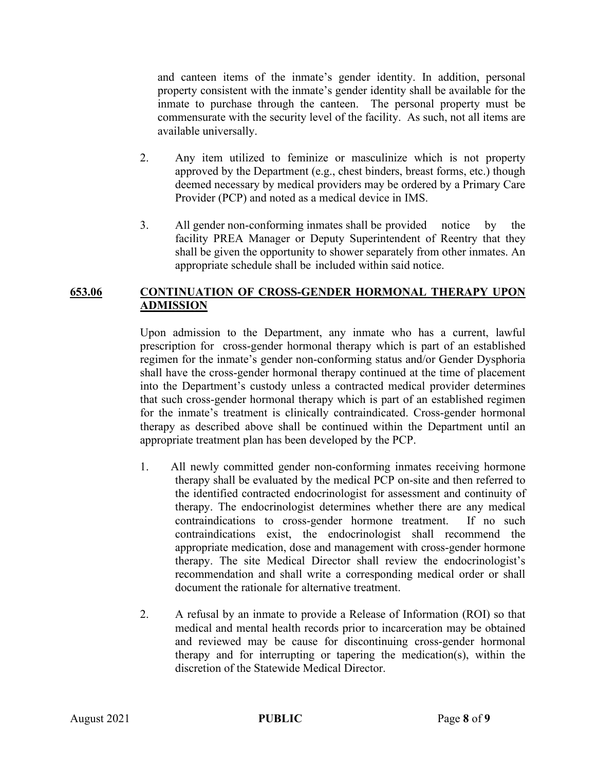and canteen items of the inmate's gender identity. In addition, personal property consistent with the inmate's gender identity shall be available for the inmate to purchase through the canteen. The personal property must be commensurate with the security level of the facility. As such, not all items are available universally.

2. Any item utilized to feminize or masculinize which is not property approved by the Department (e.g., chest binders, breast forms, etc.) though deemed necessary by medical providers may be ordered by a Primary Care Provider (PCP) and noted as a medical device in IMS.

3. All gender non-conforming inmates shall be provided notice by the facility PREA Manager or Deputy Superintendent of Reentry that they shall be given the opportunity to shower separately from other inmates. An appropriate schedule shall be included within said notice.

## 653.06 CONTINUATION OF CROSS-GENDER HORMONAL THERAPY UPON ADMISSION

Upon admission to the Department, any inmate who has a current, lawful prescription for cross-gender hormonal therapy which is part of an established regimen for the inmate's gender non-conforming status and/or Gender Dysphoria shall have the cross-gender hormonal therapy continued at the time of placement into the Department's custody unless a contracted medical provider determines that such cross-gender hormonal therapy which is part of an established regimen for the inmate's treatment is clinically contraindicated. Cross-gender hormonal therapy as described above shall be continued within the Department until an appropriate treatment plan has been developed by the PCP.

1. All newly committed gender non-conforming inmates receiving hormone therapy shall be evaluated by the medical PCP on-site and then referred to the identified contracted endocrinologist for assessment and continuity of therapy. The endocrinologist determines whether there are any medical contraindications to cross-gender hormone treatment. If no such contraindications exist, the endocrinologist shall recommend the appropriate medication, dose and management with cross-gender hormone therapy. The site Medical Director shall review the endocrinologist's recommendation and shall write a corresponding medical order or shall document the rationale for alternative treatment.

2. A refusal by an inmate to provide a Release of Information (ROI) so that medical and mental health records prior to incarceration may be obtained and reviewed may be cause for discontinuing cross-gender hormonal therapy and for interrupting or tapering the medication(s), within the discretion of the Statewide Medical Director.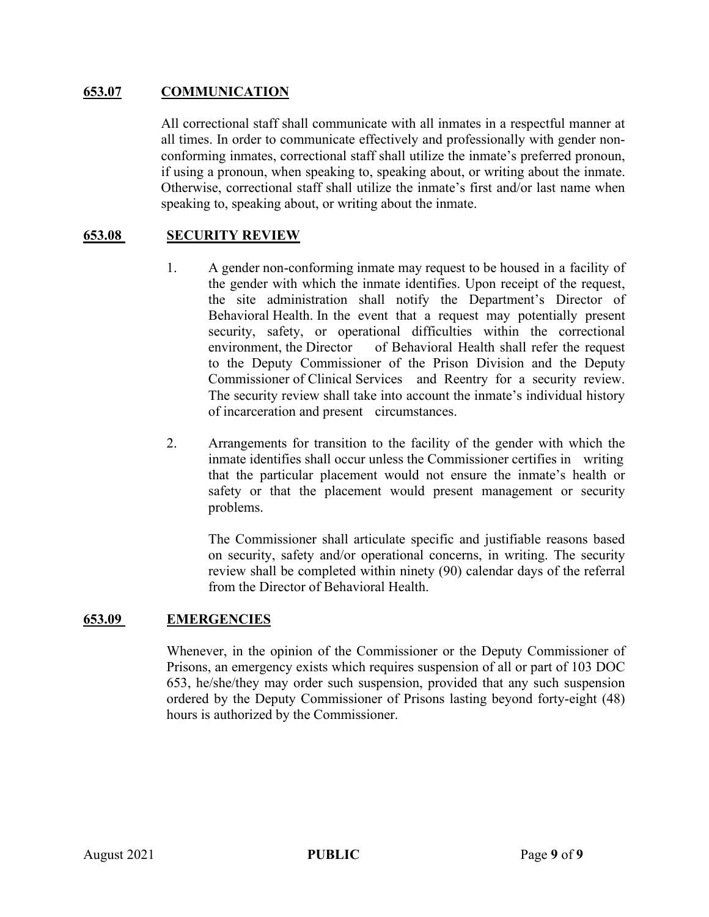## **653.07 COMMUNICATION**

All correctional staff shall communicate with all inmates in a respectful manner at all times. In order to communicate effectively and professionally with gender non-conforming inmates, correctional staff shall utilize the inmate's preferred pronoun, if using a pronoun, when speaking to, speaking about, or writing about the inmate. Otherwise, correctional staff shall utilize the inmate's first and/or last name when speaking to, speaking about, or writing about the inmate.

## **653.08 SECURITY REVIEW**

1. A gender non-conforming inmate may request to be housed in a facility of the gender with which the inmate identifies. Upon receipt of the request, the site administration shall notify the Department's Director of Behavioral Health. In the event that a request may potentially present security, safety, or operational difficulties within the correctional environment, the Director of Behavioral Health shall refer the request to the Deputy Commissioner of the Prison Division and the Deputy Commissioner of Clinical Services and Reentry for a security review. The security review shall take into account the inmate's individual history of incarceration and present circumstances.

2. Arrangements for transition to the facility of the gender with which the inmate identifies shall occur unless the Commissioner certifies in writing that the particular placement would not ensure the inmate's health or safety or that the placement would present management or security problems.

   The Commissioner shall articulate specific and justifiable reasons based on security, safety and/or operational concerns, in writing. The security review shall be completed within ninety (90) calendar days of the referral from the Director of Behavioral Health.

## **653.09 EMERGENCIES**

Whenever, in the opinion of the Commissioner or the Deputy Commissioner of Prisons, an emergency exists which requires suspension of all or part of 103 DOC 653, he/she/they may order such suspension, provided that any such suspension ordered by the Deputy Commissioner of Prisons lasting beyond forty-eight (48) hours is authorized by the Commissioner.